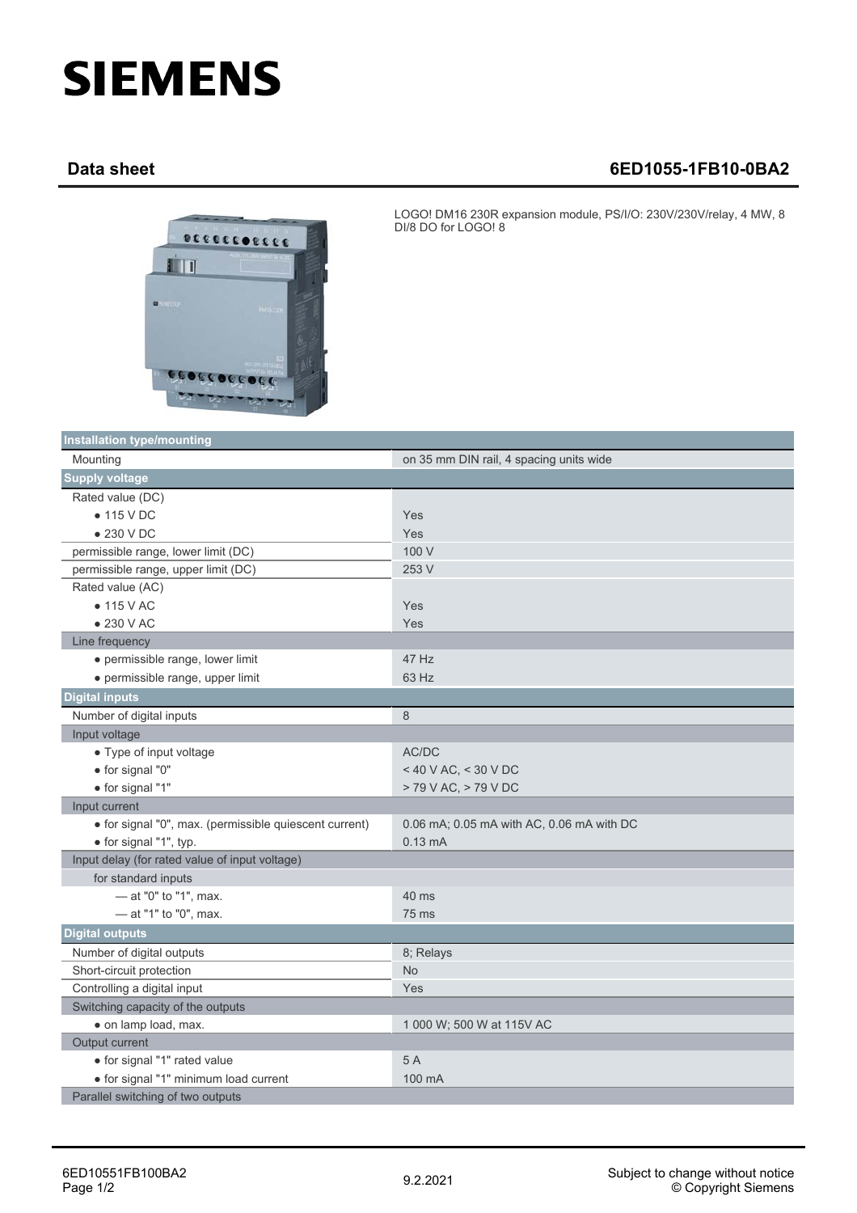# SIEMENS

## Data sheet 6ED1055-1FB10-0BA2

LOGO! DM16 230R expansion module, PS/I/O: 230V/230V/relay, 4 MW, 8 DI/8 DO for LOGO! 8

| **Installation type/mounting** | |
|---|---|
| Mounting | on 35 mm DIN rail, 4 spacing units wide |
| **Supply voltage** | |
| Rated value (DC) | |
| • 115 V DC | Yes |
| • 230 V DC | Yes |
| permissible range, lower limit (DC) | 100 V |
| permissible range, upper limit (DC) | 253 V |
| Rated value (AC) | |
| • 115 V AC | Yes |
| • 230 V AC | Yes |
| Line frequency | |
| • permissible range, lower limit | 47 Hz |
| • permissible range, upper limit | 63 Hz |
| **Digital inputs** | |
| Number of digital inputs | 8 |
| Input voltage | |
| • Type of input voltage | AC/DC |
| • for signal "0" | < 40 V AC, < 30 V DC |
| • for signal "1" | > 79 V AC, > 79 V DC |
| Input current | |
| • for signal "0", max. (permissible quiescent current) | 0.06 mA; 0.05 mA with AC, 0.06 mA with DC |
| • for signal "1", typ. | 0.13 mA |
| Input delay (for rated value of input voltage) | |
| for standard inputs | |
| — at "0" to "1", max. | 40 ms |
| — at "1" to "0", max. | 75 ms |
| **Digital outputs** | |
| Number of digital outputs | 8; Relays |
| Short-circuit protection | No |
| Controlling a digital input | Yes |
| Switching capacity of the outputs | |
| • on lamp load, max. | 1 000 W; 500 W at 115V AC |
| Output current | |
| • for signal "1" rated value | 5 A |
| • for signal "1" minimum load current | 100 mA |
| Parallel switching of two outputs | |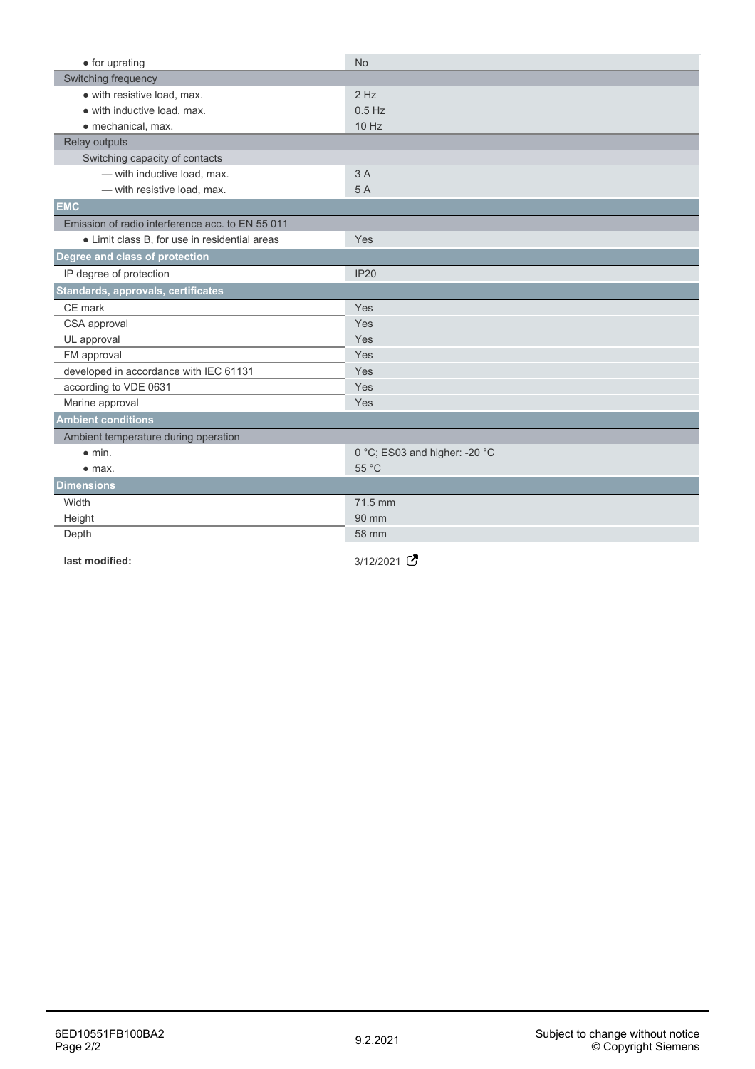| | |
|---|---|
| • for uprating | No |
| Switching frequency | |
| • with resistive load, max. | 2 Hz |
| • with inductive load, max. | 0.5 Hz |
| • mechanical, max. | 10 Hz |
| Relay outputs | |
| Switching capacity of contacts | |
| — with inductive load, max. | 3 A |
| — with resistive load, max. | 5 A |
| **EMC** | |
| Emission of radio interference acc. to EN 55 011 | |
| • Limit class B, for use in residential areas | Yes |
| **Degree and class of protection** | |
| IP degree of protection | IP20 |
| **Standards, approvals, certificates** | |
| CE mark | Yes |
| CSA approval | Yes |
| UL approval | Yes |
| FM approval | Yes |
| developed in accordance with IEC 61131 | Yes |
| according to VDE 0631 | Yes |
| Marine approval | Yes |
| **Ambient conditions** | |
| Ambient temperature during operation | |
| • min. | 0 °C; ES03 and higher: -20 °C |
| • max. | 55 °C |
| **Dimensions** | |
| Width | 71.5 mm |
| Height | 90 mm |
| Depth | 58 mm |

**last modified:** 3/12/2021